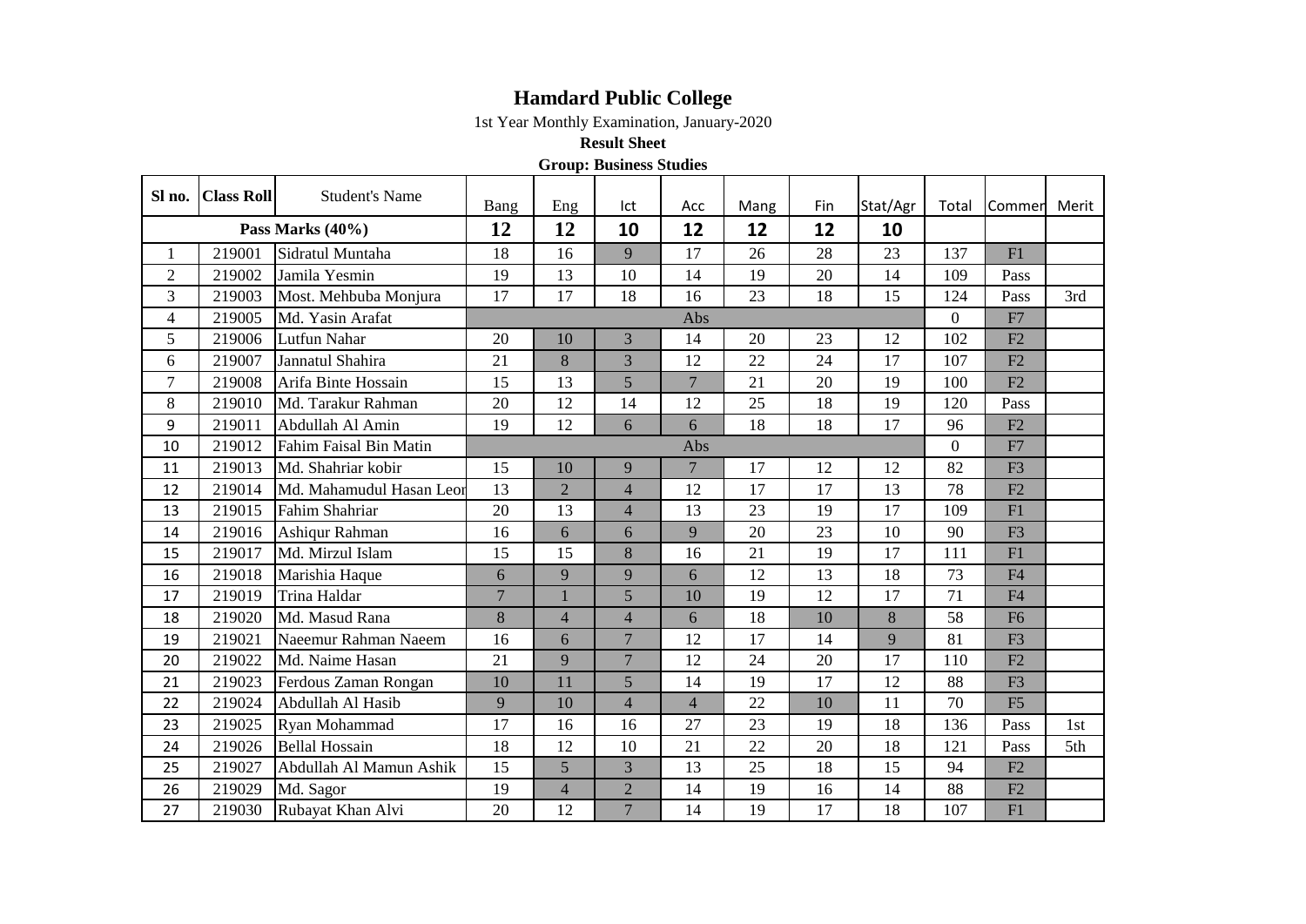# Hamdard Public College

1st Year Monthly Examination, January-2020

**Result Sheet**

**Group: Business Studies**

| Sl no. | Class Roll | Student's Name | Bang | Eng | Ict | Acc | Mang | Fin | Stat/Agr | Total | Commen | Merit |
|---|---|---|---|---|---|---|---|---|---|---|---|---|
| Pass Marks (40%) | | | 12 | 12 | 10 | 12 | 12 | 12 | 10 | | | |
| 1 | 219001 | Sidratul Muntaha | 18 | 16 | 9 | 17 | 26 | 28 | 23 | 137 | F1 | |
| 2 | 219002 | Jamila Yesmin | 19 | 13 | 10 | 14 | 19 | 20 | 14 | 109 | Pass | |
| 3 | 219003 | Most. Mehbuba Monjura | 17 | 17 | 18 | 16 | 23 | 18 | 15 | 124 | Pass | 3rd |
| 4 | 219005 | Md. Yasin Arafat | Abs | | | | | | | 0 | F7 | |
| 5 | 219006 | Lutfun Nahar | 20 | 10 | 3 | 14 | 20 | 23 | 12 | 102 | F2 | |
| 6 | 219007 | Jannatul Shahira | 21 | 8 | 3 | 12 | 22 | 24 | 17 | 107 | F2 | |
| 7 | 219008 | Arifa Binte Hossain | 15 | 13 | 5 | 7 | 21 | 20 | 19 | 100 | F2 | |
| 8 | 219010 | Md. Tarakur Rahman | 20 | 12 | 14 | 12 | 25 | 18 | 19 | 120 | Pass | |
| 9 | 219011 | Abdullah Al Amin | 19 | 12 | 6 | 6 | 18 | 18 | 17 | 96 | F2 | |
| 10 | 219012 | Fahim Faisal Bin Matin | Abs | | | | | | | 0 | F7 | |
| 11 | 219013 | Md. Shahriar kobir | 15 | 10 | 9 | 7 | 17 | 12 | 12 | 82 | F3 | |
| 12 | 219014 | Md. Mahamudul Hasan Leon | 13 | 2 | 4 | 12 | 17 | 17 | 13 | 78 | F2 | |
| 13 | 219015 | Fahim Shahriar | 20 | 13 | 4 | 13 | 23 | 19 | 17 | 109 | F1 | |
| 14 | 219016 | Ashiqur Rahman | 16 | 6 | 6 | 9 | 20 | 23 | 10 | 90 | F3 | |
| 15 | 219017 | Md. Mirzul Islam | 15 | 15 | 8 | 16 | 21 | 19 | 17 | 111 | F1 | |
| 16 | 219018 | Marishia Haque | 6 | 9 | 9 | 6 | 12 | 13 | 18 | 73 | F4 | |
| 17 | 219019 | Trina Haldar | 7 | 1 | 5 | 10 | 19 | 12 | 17 | 71 | F4 | |
| 18 | 219020 | Md. Masud Rana | 8 | 4 | 4 | 6 | 18 | 10 | 8 | 58 | F6 | |
| 19 | 219021 | Naeemur Rahman Naeem | 16 | 6 | 7 | 12 | 17 | 14 | 9 | 81 | F3 | |
| 20 | 219022 | Md. Naime Hasan | 21 | 9 | 7 | 12 | 24 | 20 | 17 | 110 | F2 | |
| 21 | 219023 | Ferdous Zaman Rongan | 10 | 11 | 5 | 14 | 19 | 17 | 12 | 88 | F3 | |
| 22 | 219024 | Abdullah Al Hasib | 9 | 10 | 4 | 4 | 22 | 10 | 11 | 70 | F5 | |
| 23 | 219025 | Ryan Mohammad | 17 | 16 | 16 | 27 | 23 | 19 | 18 | 136 | Pass | 1st |
| 24 | 219026 | Bellal Hossain | 18 | 12 | 10 | 21 | 22 | 20 | 18 | 121 | Pass | 5th |
| 25 | 219027 | Abdullah Al Mamun Ashik | 15 | 5 | 3 | 13 | 25 | 18 | 15 | 94 | F2 | |
| 26 | 219029 | Md. Sagor | 19 | 4 | 2 | 14 | 19 | 16 | 14 | 88 | F2 | |
| 27 | 219030 | Rubayat Khan Alvi | 20 | 12 | 7 | 14 | 19 | 17 | 18 | 107 | F1 | |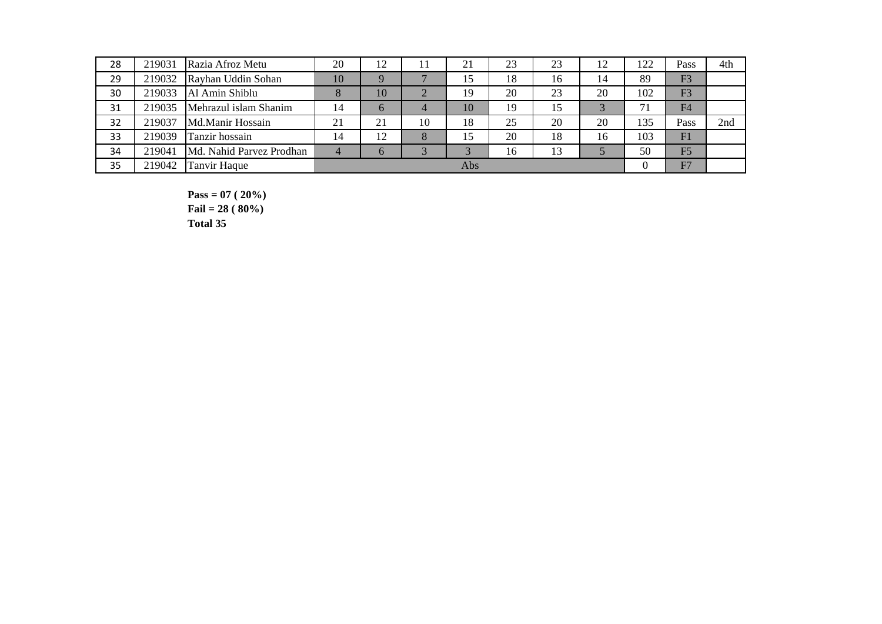| | | | | | | | | | | | | |
|---|---|---|---|---|---|---|---|---|---|---|---|---|
| 28 | 219031 | Razia Afroz Metu | 20 | 12 | 11 | 21 | 23 | 23 | 12 | 122 | Pass | 4th |
| 29 | 219032 | Rayhan Uddin Sohan | 10 | 9 | 7 | 15 | 18 | 16 | 14 | 89 | F3 | |
| 30 | 219033 | Al Amin Shiblu | 8 | 10 | 2 | 19 | 20 | 23 | 20 | 102 | F3 | |
| 31 | 219035 | Mehrazul islam Shanim | 14 | 6 | 4 | 10 | 19 | 15 | 3 | 71 | F4 | |
| 32 | 219037 | Md.Manir Hossain | 21 | 21 | 10 | 18 | 25 | 20 | 20 | 135 | Pass | 2nd |
| 33 | 219039 | Tanzir hossain | 14 | 12 | 8 | 15 | 20 | 18 | 16 | 103 | F1 | |
| 34 | 219041 | Md. Nahid Parvez Prodhan | 4 | 6 | 3 | 3 | 16 | 13 | 5 | 50 | F5 | |
| 35 | 219042 | Tanvir Haque | Abs | | | | | | | 0 | F7 | |

**Pass = 07 ( 20%)**
**Fail = 28 ( 80%)**
**Total 35**